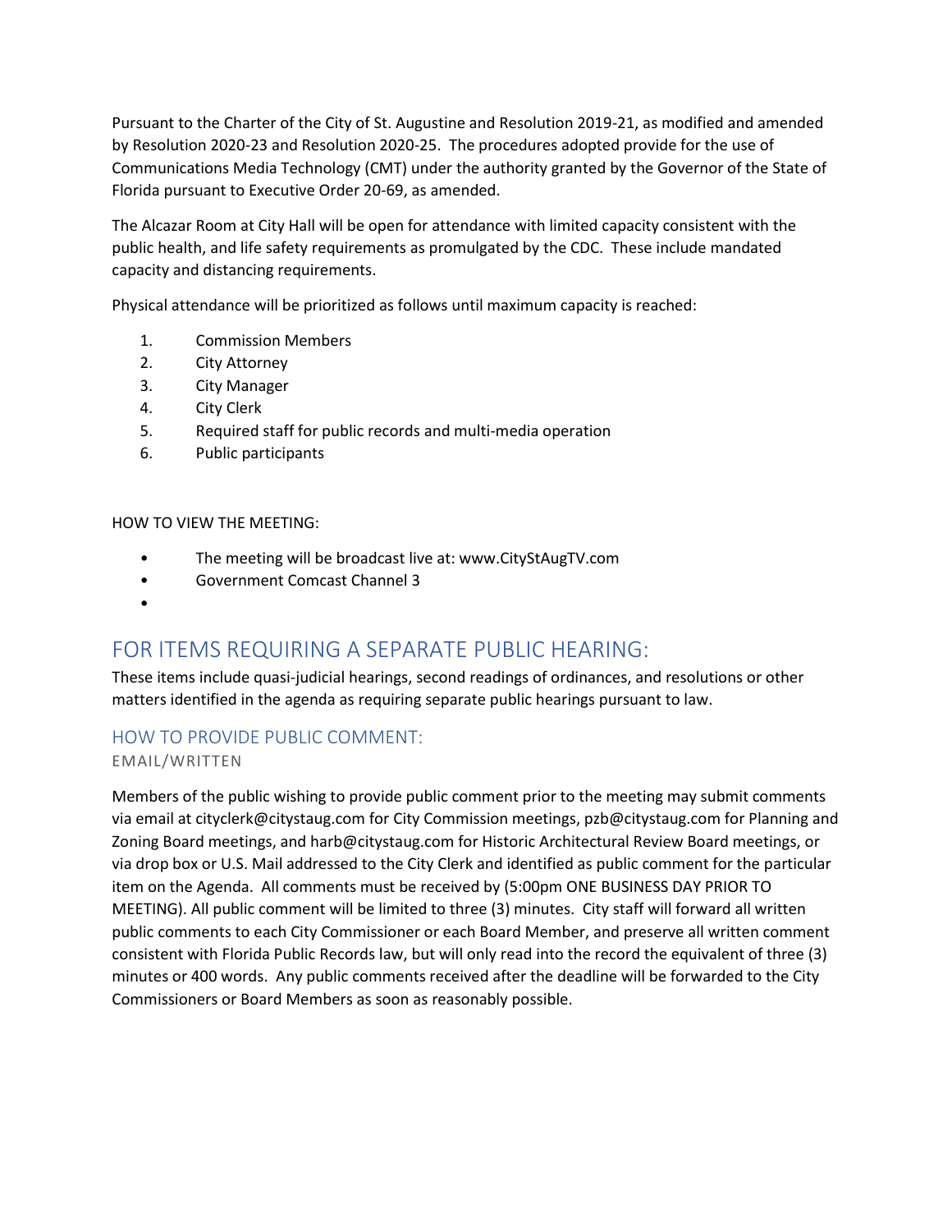Pursuant to the Charter of the City of St. Augustine and Resolution 2019-21, as modified and amended by Resolution 2020-23 and Resolution 2020-25. The procedures adopted provide for the use of Communications Media Technology (CMT) under the authority granted by the Governor of the State of Florida pursuant to Executive Order 20-69, as amended.

The Alcazar Room at City Hall will be open for attendance with limited capacity consistent with the public health, and life safety requirements as promulgated by the CDC. These include mandated capacity and distancing requirements.

Physical attendance will be prioritized as follows until maximum capacity is reached:

1. Commission Members
2. City Attorney
3. City Manager
4. City Clerk
5. Required staff for public records and multi-media operation
6. Public participants

HOW TO VIEW THE MEETING:

- The meeting will be broadcast live at: www.CityStAugTV.com
- Government Comcast Channel 3
- 

## FOR ITEMS REQUIRING A SEPARATE PUBLIC HEARING:

These items include quasi-judicial hearings, second readings of ordinances, and resolutions or other matters identified in the agenda as requiring separate public hearings pursuant to law.

### HOW TO PROVIDE PUBLIC COMMENT:

EMAIL/WRITTEN

Members of the public wishing to provide public comment prior to the meeting may submit comments via email at cityclerk@citystaug.com for City Commission meetings, pzb@citystaug.com for Planning and Zoning Board meetings, and harb@citystaug.com for Historic Architectural Review Board meetings, or via drop box or U.S. Mail addressed to the City Clerk and identified as public comment for the particular item on the Agenda. All comments must be received by (5:00pm ONE BUSINESS DAY PRIOR TO MEETING). All public comment will be limited to three (3) minutes. City staff will forward all written public comments to each City Commissioner or each Board Member, and preserve all written comment consistent with Florida Public Records law, but will only read into the record the equivalent of three (3) minutes or 400 words. Any public comments received after the deadline will be forwarded to the City Commissioners or Board Members as soon as reasonably possible.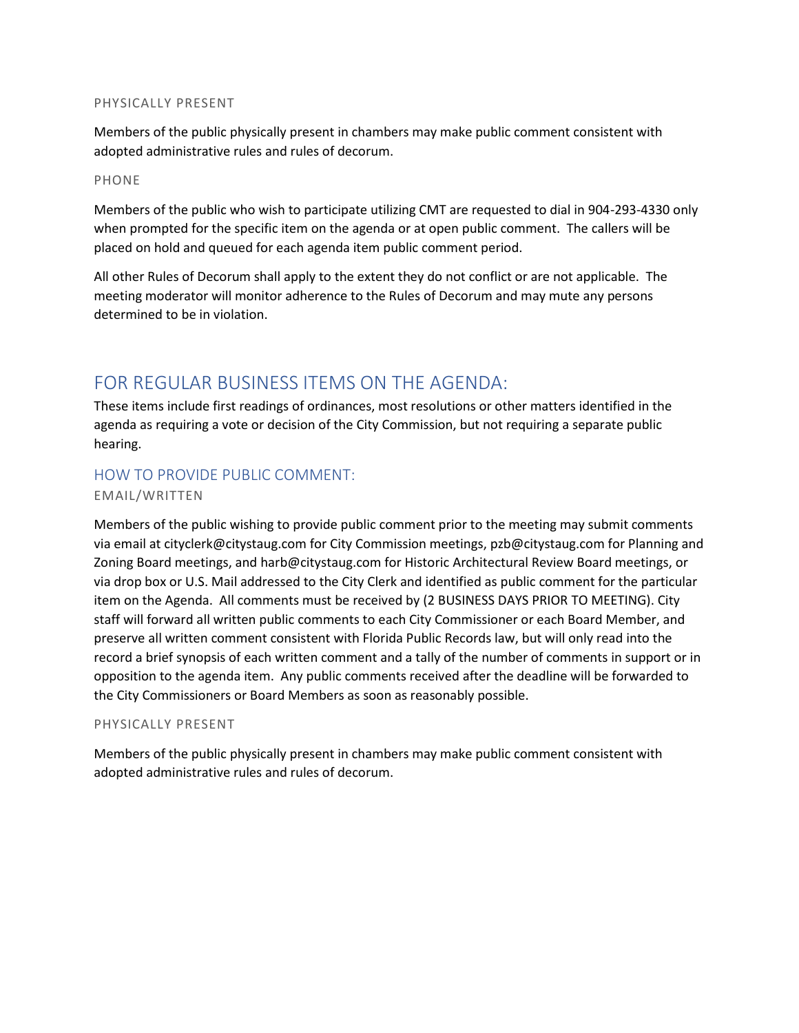#### PHYSICALLY PRESENT

Members of the public physically present in chambers may make public comment consistent with adopted administrative rules and rules of decorum.

#### PHONE

Members of the public who wish to participate utilizing CMT are requested to dial in 904-293-4330 only when prompted for the specific item on the agenda or at open public comment. The callers will be placed on hold and queued for each agenda item public comment period.

All other Rules of Decorum shall apply to the extent they do not conflict or are not applicable. The meeting moderator will monitor adherence to the Rules of Decorum and may mute any persons determined to be in violation.

## FOR REGULAR BUSINESS ITEMS ON THE AGENDA:

These items include first readings of ordinances, most resolutions or other matters identified in the agenda as requiring a vote or decision of the City Commission, but not requiring a separate public hearing.

### HOW TO PROVIDE PUBLIC COMMENT:

#### EMAIL/WRITTEN

Members of the public wishing to provide public comment prior to the meeting may submit comments via email at cityclerk@citystaug.com for City Commission meetings, pzb@citystaug.com for Planning and Zoning Board meetings, and harb@citystaug.com for Historic Architectural Review Board meetings, or via drop box or U.S. Mail addressed to the City Clerk and identified as public comment for the particular item on the Agenda. All comments must be received by (2 BUSINESS DAYS PRIOR TO MEETING). City staff will forward all written public comments to each City Commissioner or each Board Member, and preserve all written comment consistent with Florida Public Records law, but will only read into the record a brief synopsis of each written comment and a tally of the number of comments in support or in opposition to the agenda item. Any public comments received after the deadline will be forwarded to the City Commissioners or Board Members as soon as reasonably possible.

#### PHYSICALLY PRESENT

Members of the public physically present in chambers may make public comment consistent with adopted administrative rules and rules of decorum.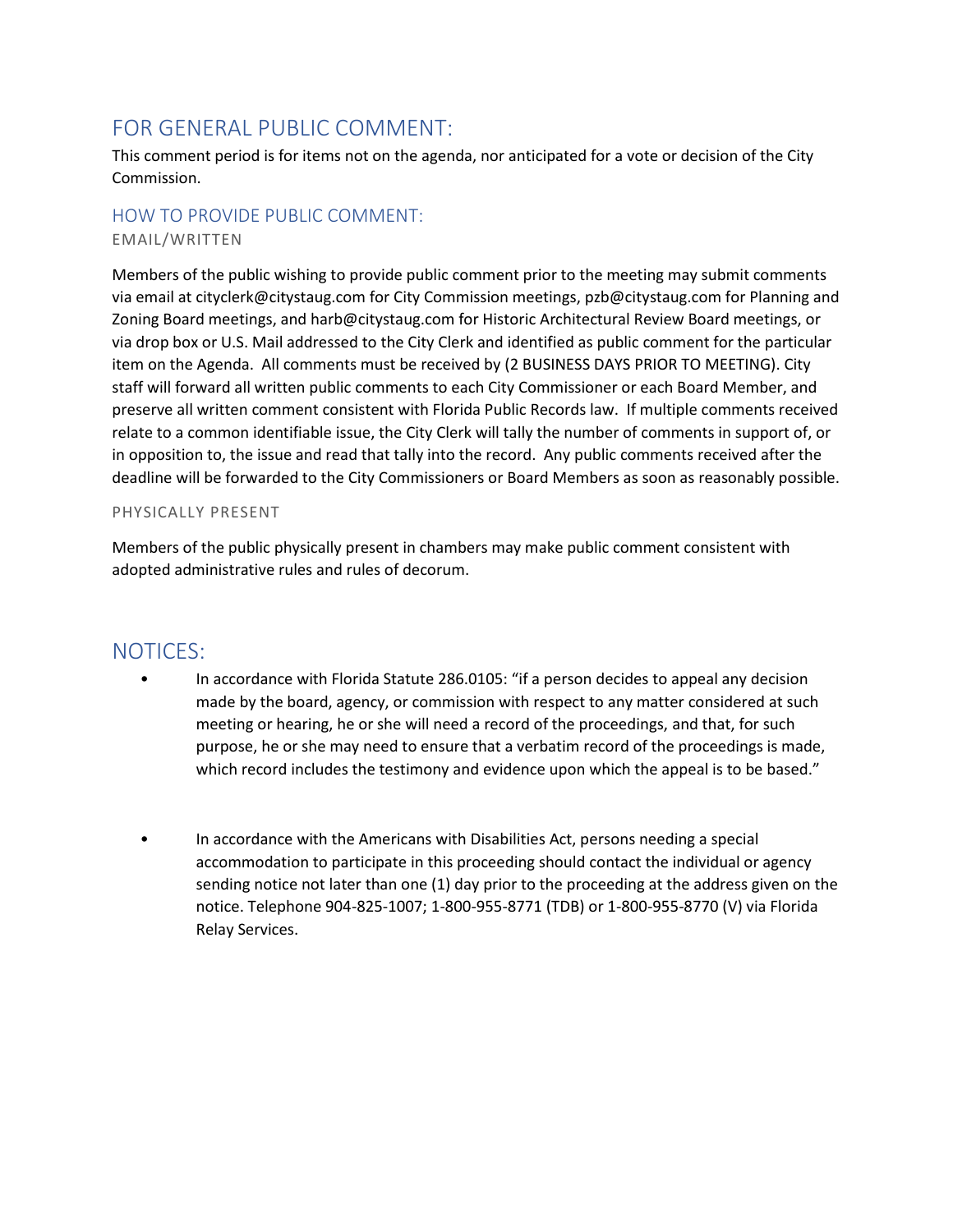## FOR GENERAL PUBLIC COMMENT:

This comment period is for items not on the agenda, nor anticipated for a vote or decision of the City Commission.

### HOW TO PROVIDE PUBLIC COMMENT:

#### EMAIL/WRITTEN

Members of the public wishing to provide public comment prior to the meeting may submit comments via email at cityclerk@citystaug.com for City Commission meetings, pzb@citystaug.com for Planning and Zoning Board meetings, and harb@citystaug.com for Historic Architectural Review Board meetings, or via drop box or U.S. Mail addressed to the City Clerk and identified as public comment for the particular item on the Agenda. All comments must be received by (2 BUSINESS DAYS PRIOR TO MEETING). City staff will forward all written public comments to each City Commissioner or each Board Member, and preserve all written comment consistent with Florida Public Records law. If multiple comments received relate to a common identifiable issue, the City Clerk will tally the number of comments in support of, or in opposition to, the issue and read that tally into the record. Any public comments received after the deadline will be forwarded to the City Commissioners or Board Members as soon as reasonably possible.

#### PHYSICALLY PRESENT

Members of the public physically present in chambers may make public comment consistent with adopted administrative rules and rules of decorum.

## NOTICES:

- In accordance with Florida Statute 286.0105: "if a person decides to appeal any decision made by the board, agency, or commission with respect to any matter considered at such meeting or hearing, he or she will need a record of the proceedings, and that, for such purpose, he or she may need to ensure that a verbatim record of the proceedings is made, which record includes the testimony and evidence upon which the appeal is to be based."

- In accordance with the Americans with Disabilities Act, persons needing a special accommodation to participate in this proceeding should contact the individual or agency sending notice not later than one (1) day prior to the proceeding at the address given on the notice. Telephone 904-825-1007; 1-800-955-8771 (TDB) or 1-800-955-8770 (V) via Florida Relay Services.